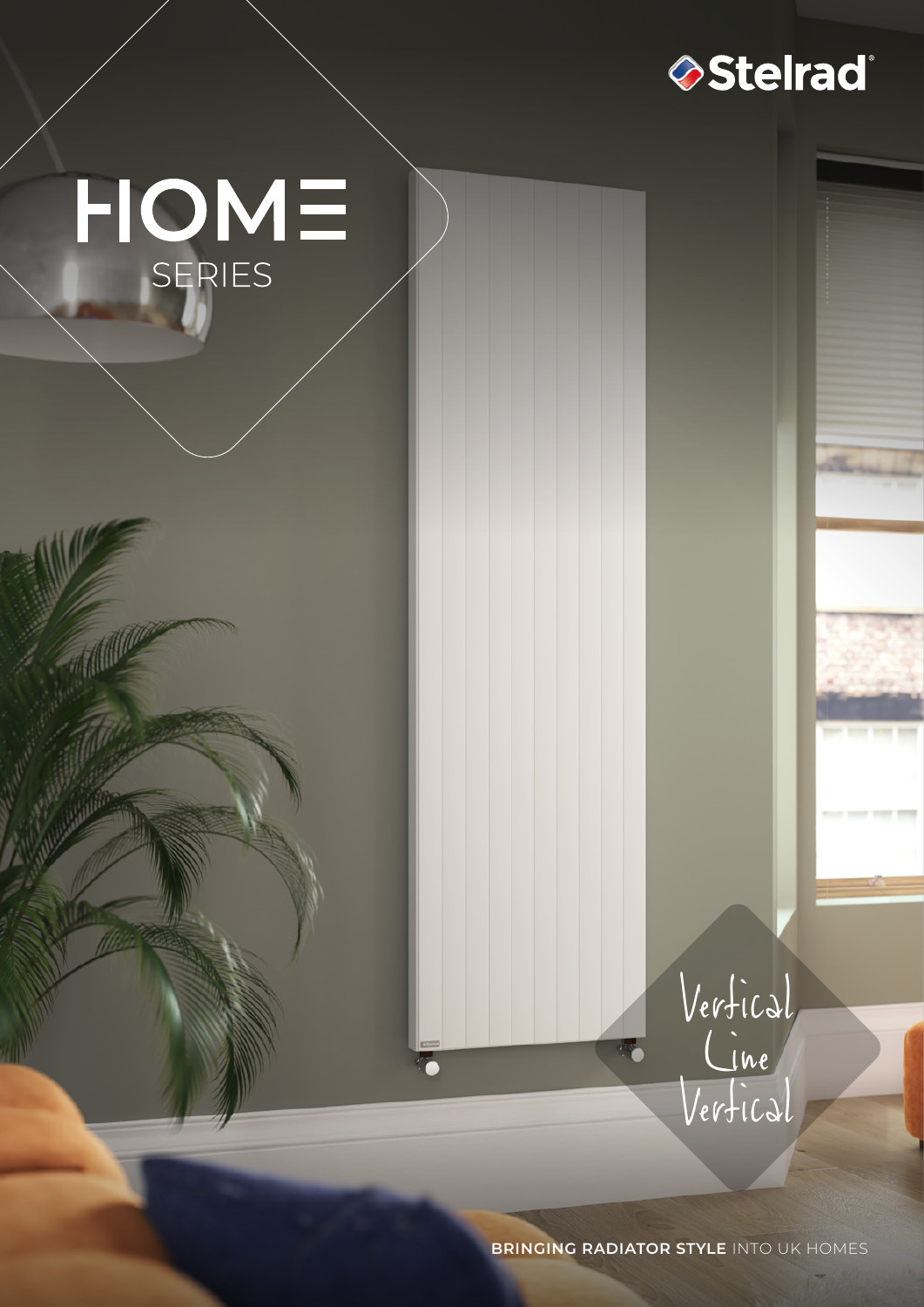Stelrad®

# HOME

SERIES

Vertical
Line
Vertical

**BRINGING RADIATOR STYLE** INTO UK HOMES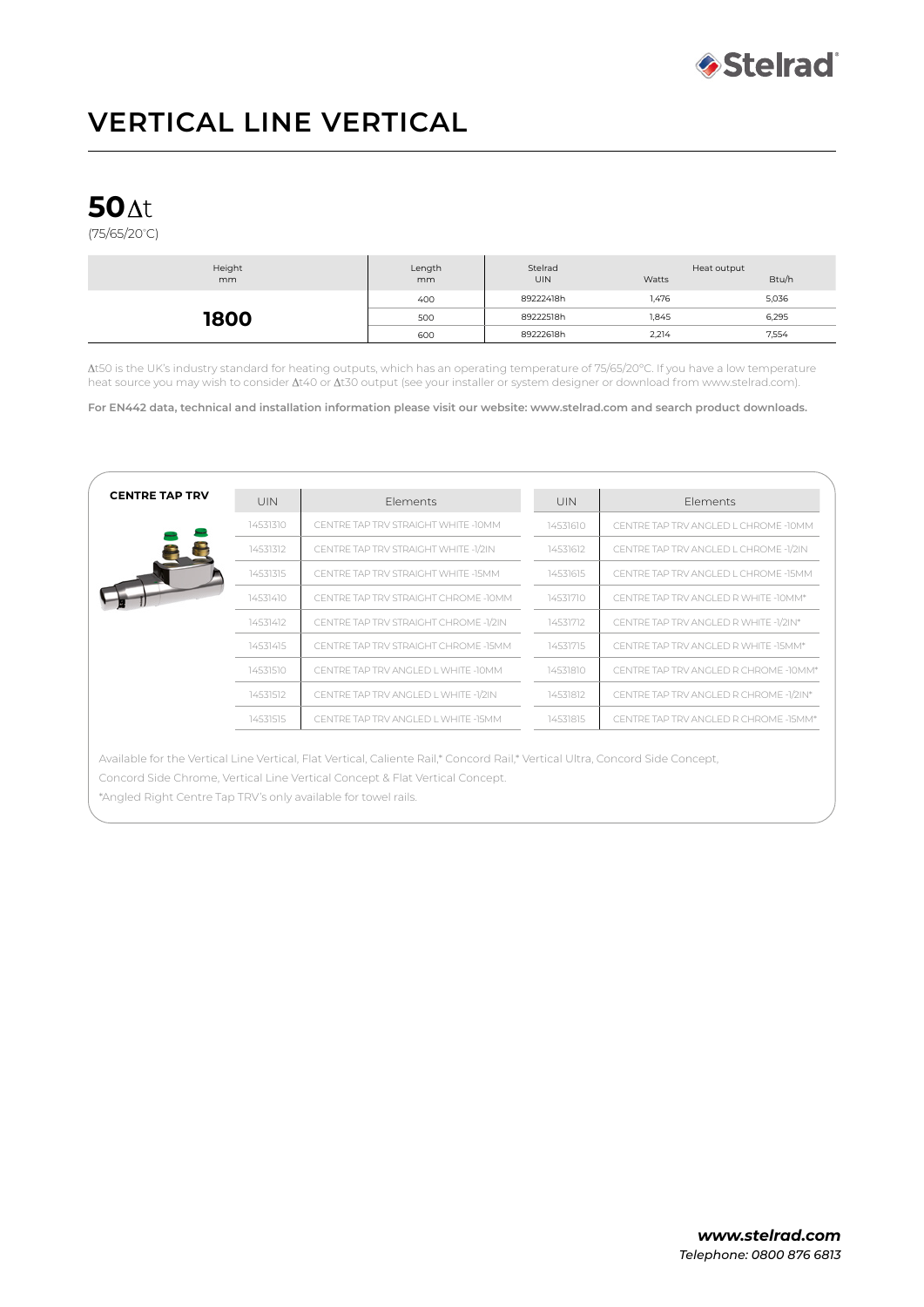# VERTICAL LINE VERTICAL

## 50 Δt

(75/65/20°C)

| Height mm | Length mm | Stelrad UIN | Heat output Watts | Heat output Btu/h |
|---|---|---|---|---|
| **1800** | 400 | 89222418h | 1,476 | 5,036 |
| | 500 | 89222518h | 1,845 | 6,295 |
| | 600 | 89222618h | 2,214 | 7,554 |

Δt50 is the UK's industry standard for heating outputs, which has an operating temperature of 75/65/20°C. If you have a low temperature heat source you may wish to consider Δt40 or Δt30 output (see your installer or system designer or download from www.stelrad.com).

**For EN442 data, technical and installation information please visit our website: www.stelrad.com and search product downloads.**

### CENTRE TAP TRV

| UIN | Elements | UIN | Elements |
|---|---|---|---|
| 14531310 | CENTRE TAP TRV STRAIGHT WHITE -10MM | 14531610 | CENTRE TAP TRV ANGLED L CHROME -10MM |
| 14531312 | CENTRE TAP TRV STRAIGHT WHITE -1/2IN | 14531612 | CENTRE TAP TRV ANGLED L CHROME -1/2IN |
| 14531315 | CENTRE TAP TRV STRAIGHT WHITE -15MM | 14531615 | CENTRE TAP TRV ANGLED L CHROME -15MM |
| 14531410 | CENTRE TAP TRV STRAIGHT CHROME -10MM | 14531710 | CENTRE TAP TRV ANGLED R WHITE -10MM* |
| 14531412 | CENTRE TAP TRV STRAIGHT CHROME -1/2IN | 14531712 | CENTRE TAP TRV ANGLED R WHITE -1/2IN* |
| 14531415 | CENTRE TAP TRV STRAIGHT CHROME -15MM | 14531715 | CENTRE TAP TRV ANGLED R WHITE -15MM* |
| 14531510 | CENTRE TAP TRV ANGLED L WHITE -10MM | 14531810 | CENTRE TAP TRV ANGLED R CHROME -10MM* |
| 14531512 | CENTRE TAP TRV ANGLED L WHITE -1/2IN | 14531812 | CENTRE TAP TRV ANGLED R CHROME -1/2IN* |
| 14531515 | CENTRE TAP TRV ANGLED L WHITE -15MM | 14531815 | CENTRE TAP TRV ANGLED R CHROME -15MM* |

Available for the Vertical Line Vertical, Flat Vertical, Caliente Rail,* Concord Rail,* Vertical Ultra, Concord Side Concept, Concord Side Chrome, Vertical Line Vertical Concept & Flat Vertical Concept.

*Angled Right Centre Tap TRV's only available for towel rails.

***www.stelrad.com***

*Telephone: 0800 876 6813*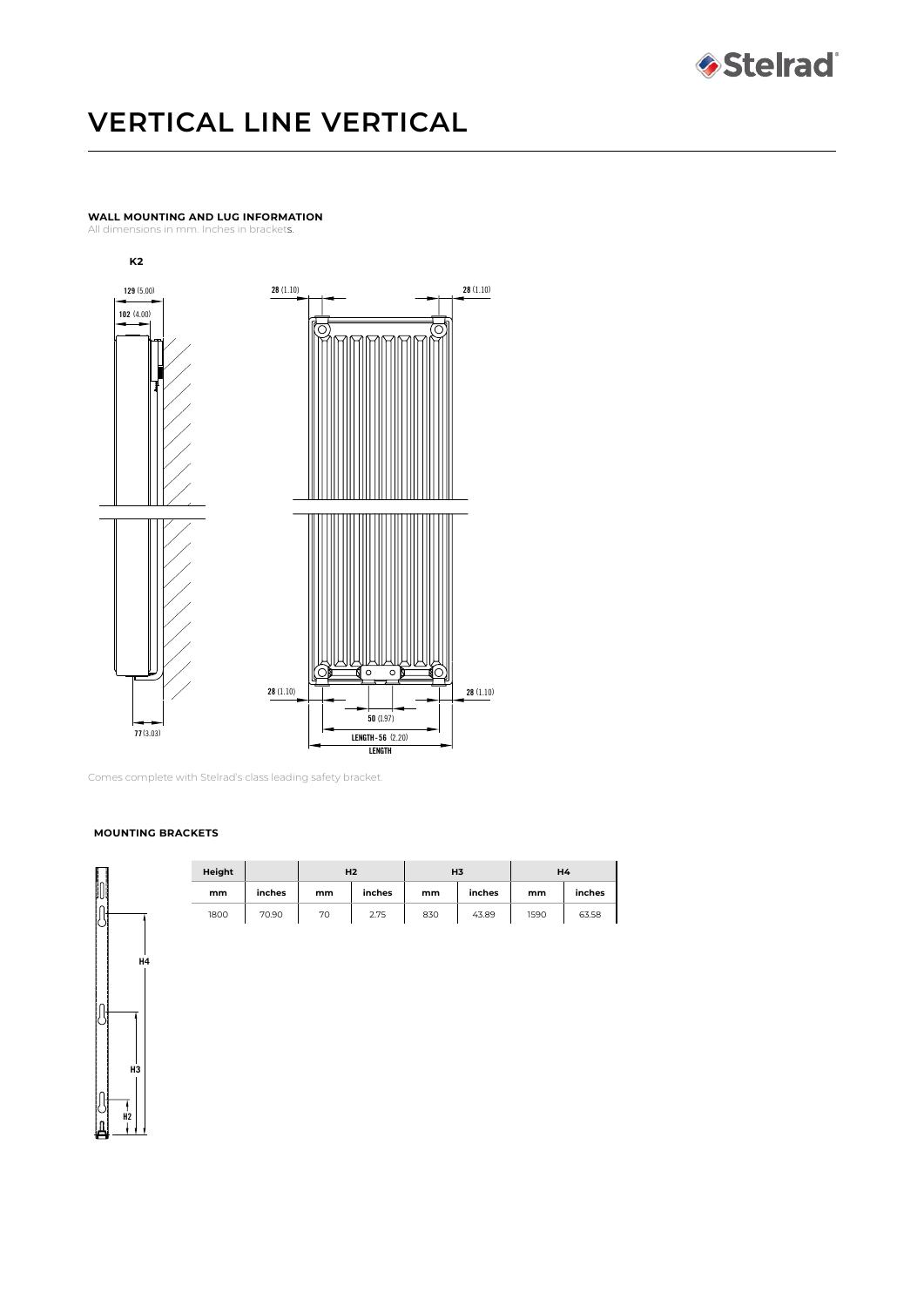# VERTICAL LINE VERTICAL

**WALL MOUNTING AND LUG INFORMATION**

All dimensions in mm. Inches in brackets.

**K2**

Comes complete with Stelrad's class leading safety bracket.

**MOUNTING BRACKETS**

| Height | | H2 | | H3 | | H4 | |
|---|---|---|---|---|---|---|---|
| mm | inches | mm | inches | mm | inches | mm | inches |
| 1800 | 70.90 | 70 | 2.75 | 830 | 43.89 | 1590 | 63.58 |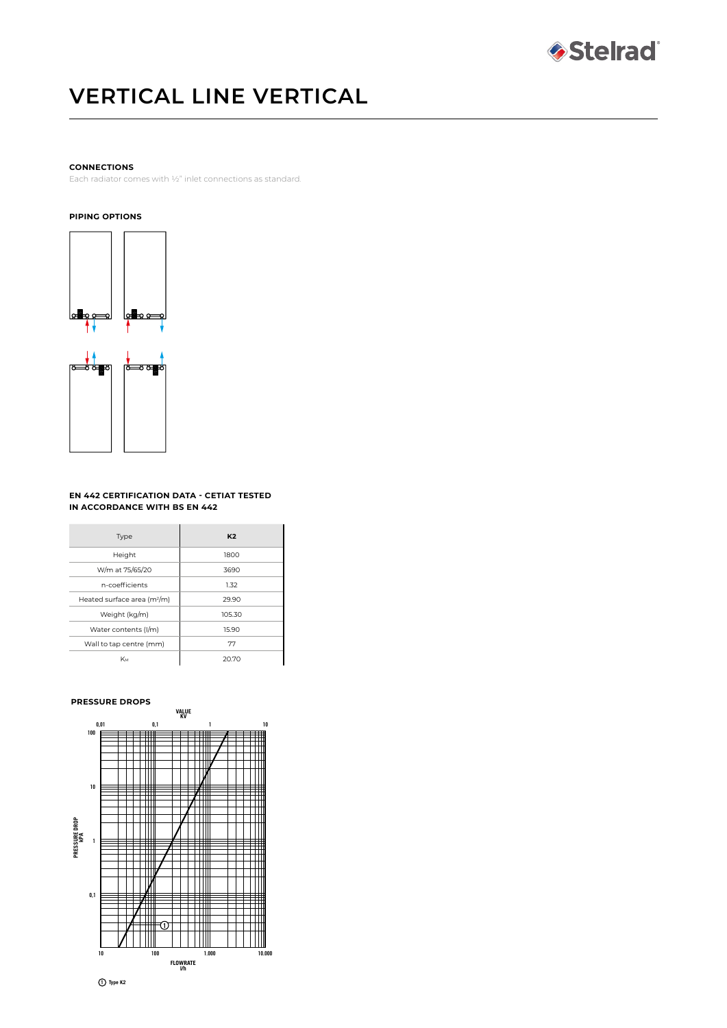# VERTICAL LINE VERTICAL

**CONNECTIONS**

Each radiator comes with ½" inlet connections as standard.

**PIPING OPTIONS**

**EN 442 CERTIFICATION DATA - CETIAT TESTED IN ACCORDANCE WITH BS EN 442**

| Type | K2 |
|---|---|
| Height | 1800 |
| W/m at 75/65/20 | 3690 |
| n-coefficients | 1.32 |
| Heated surface area (m²/m) | 29.90 |
| Weight (kg/m) | 105.30 |
| Water contents (l/m) | 15.90 |
| Wall to tap centre (mm) | 77 |
| $K_M$ | 20.70 |

**PRESSURE DROPS**

VALUE KV

0,01
0,1
1
10

PRESSURE DROP KPA

100
10
1
0,1

10
100
1.000
10.000

FLOWRATE l/h

① Type K2